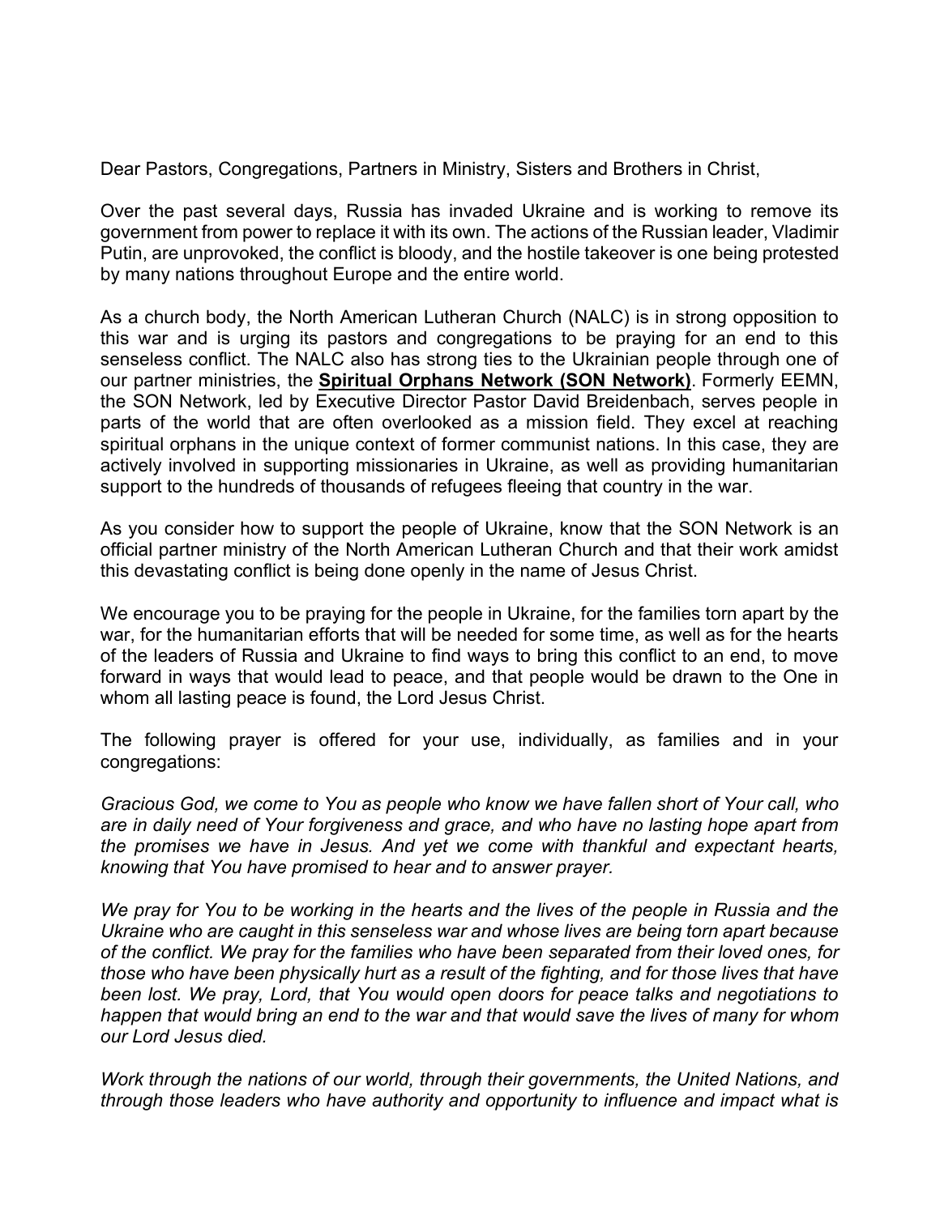Dear Pastors, Congregations, Partners in Ministry, Sisters and Brothers in Christ,

Over the past several days, Russia has invaded Ukraine and is working to remove its government from power to replace it with its own. The actions of the Russian leader, Vladimir Putin, are unprovoked, the conflict is bloody, and the hostile takeover is one being protested by many nations throughout Europe and the entire world.

As a church body, the North American Lutheran Church (NALC) is in strong opposition to this war and is urging its pastors and congregations to be praying for an end to this senseless conflict. The NALC also has strong ties to the Ukrainian people through one of our partner ministries, the **Spiritual Orphans Network (SON Network)**. Formerly EEMN, the SON Network, led by Executive Director Pastor David Breidenbach, serves people in parts of the world that are often overlooked as a mission field. They excel at reaching spiritual orphans in the unique context of former communist nations. In this case, they are actively involved in supporting missionaries in Ukraine, as well as providing humanitarian support to the hundreds of thousands of refugees fleeing that country in the war.

As you consider how to support the people of Ukraine, know that the SON Network is an official partner ministry of the North American Lutheran Church and that their work amidst this devastating conflict is being done openly in the name of Jesus Christ.

We encourage you to be praying for the people in Ukraine, for the families torn apart by the war, for the humanitarian efforts that will be needed for some time, as well as for the hearts of the leaders of Russia and Ukraine to find ways to bring this conflict to an end, to move forward in ways that would lead to peace, and that people would be drawn to the One in whom all lasting peace is found, the Lord Jesus Christ.

The following prayer is offered for your use, individually, as families and in your congregations:

*Gracious God, we come to You as people who know we have fallen short of Your call, who are in daily need of Your forgiveness and grace, and who have no lasting hope apart from the promises we have in Jesus. And yet we come with thankful and expectant hearts, knowing that You have promised to hear and to answer prayer.*

*We pray for You to be working in the hearts and the lives of the people in Russia and the Ukraine who are caught in this senseless war and whose lives are being torn apart because of the conflict. We pray for the families who have been separated from their loved ones, for those who have been physically hurt as a result of the fighting, and for those lives that have been lost. We pray, Lord, that You would open doors for peace talks and negotiations to happen that would bring an end to the war and that would save the lives of many for whom our Lord Jesus died.*

*Work through the nations of our world, through their governments, the United Nations, and through those leaders who have authority and opportunity to influence and impact what is*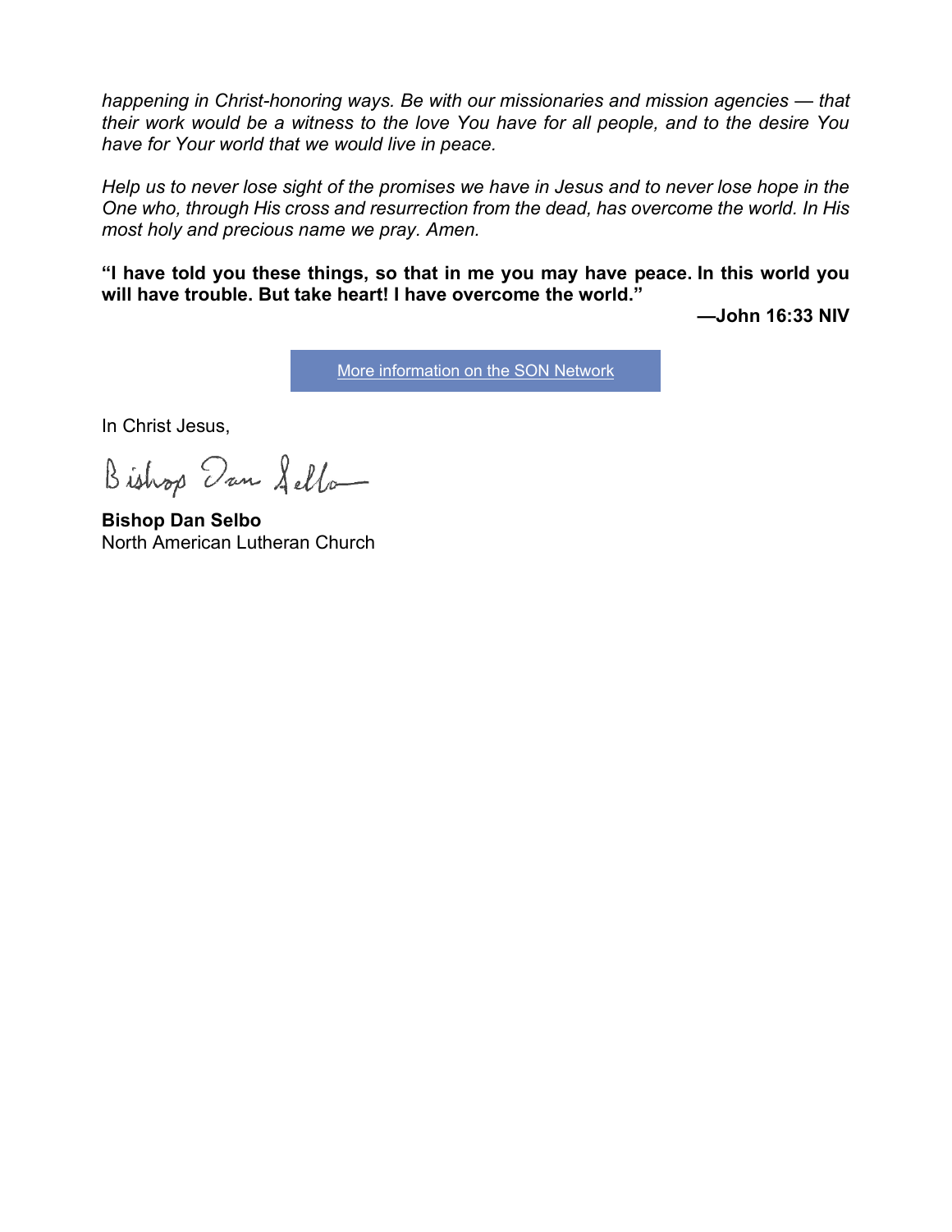*happening in Christ-honoring ways. Be with our missionaries and mission agencies — that their work would be a witness to the love You have for all people, and to the desire You have for Your world that we would live in peace.*

*Help us to never lose sight of the promises we have in Jesus and to never lose hope in the One who, through His cross and resurrection from the dead, has overcome the world. In His most holy and precious name we pray. Amen.*

**"I have told you these things, so that in me you may have peace. In this world you will have trouble. But take heart! I have overcome the world."**

**—John 16:33 NIV**

More information on the SON Network

In Christ Jesus,

Bishop Dan Selbo

**Bishop Dan Selbo**
North American Lutheran Church